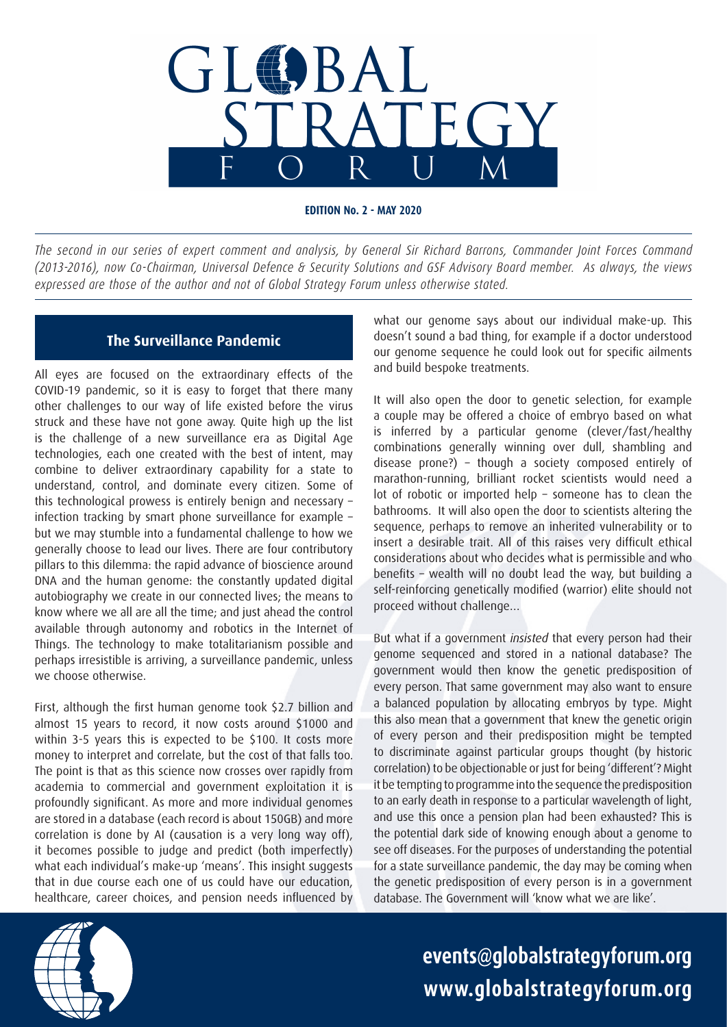# GLOBAL STRATEGY FORUM

**EDITION No. 2 - MAY 2020**

*The second in our series of expert comment and analysis, by General Sir Richard Barrons, Commander Joint Forces Command (2013-2016), now Co-Chairman, Universal Defence & Security Solutions and GSF Advisory Board member. As always, the views expressed are those of the author and not of Global Strategy Forum unless otherwise stated.*

## The Surveillance Pandemic

All eyes are focused on the extraordinary effects of the COVID-19 pandemic, so it is easy to forget that there many other challenges to our way of life existed before the virus struck and these have not gone away. Quite high up the list is the challenge of a new surveillance era as Digital Age technologies, each one created with the best of intent, may combine to deliver extraordinary capability for a state to understand, control, and dominate every citizen. Some of this technological prowess is entirely benign and necessary – infection tracking by smart phone surveillance for example – but we may stumble into a fundamental challenge to how we generally choose to lead our lives. There are four contributory pillars to this dilemma: the rapid advance of bioscience around DNA and the human genome: the constantly updated digital autobiography we create in our connected lives; the means to know where we all are all the time; and just ahead the control available through autonomy and robotics in the Internet of Things. The technology to make totalitarianism possible and perhaps irresistible is arriving, a surveillance pandemic, unless we choose otherwise.

First, although the first human genome took \$2.7 billion and almost 15 years to record, it now costs around \$1000 and within 3-5 years this is expected to be \$100. It costs more money to interpret and correlate, but the cost of that falls too. The point is that as this science now crosses over rapidly from academia to commercial and government exploitation it is profoundly significant. As more and more individual genomes are stored in a database (each record is about 150GB) and more correlation is done by AI (causation is a very long way off), it becomes possible to judge and predict (both imperfectly) what each individual's make-up 'means'. This insight suggests that in due course each one of us could have our education, healthcare, career choices, and pension needs influenced by what our genome says about our individual make-up. This doesn't sound a bad thing, for example if a doctor understood our genome sequence he could look out for specific ailments and build bespoke treatments.

It will also open the door to genetic selection, for example a couple may be offered a choice of embryo based on what is inferred by a particular genome (clever/fast/healthy combinations generally winning over dull, shambling and disease prone?) – though a society composed entirely of marathon-running, brilliant rocket scientists would need a lot of robotic or imported help – someone has to clean the bathrooms. It will also open the door to scientists altering the sequence, perhaps to remove an inherited vulnerability or to insert a desirable trait. All of this raises very difficult ethical considerations about who decides what is permissible and who benefits – wealth will no doubt lead the way, but building a self-reinforcing genetically modified (warrior) elite should not proceed without challenge...

But what if a government *insisted* that every person had their genome sequenced and stored in a national database? The government would then know the genetic predisposition of every person. That same government may also want to ensure a balanced population by allocating embryos by type. Might this also mean that a government that knew the genetic origin of every person and their predisposition might be tempted to discriminate against particular groups thought (by historic correlation) to be objectionable or just for being 'different'? Might it be tempting to programme into the sequence the predisposition to an early death in response to a particular wavelength of light, and use this once a pension plan had been exhausted? This is the potential dark side of knowing enough about a genome to see off diseases. For the purposes of understanding the potential for a state surveillance pandemic, the day may be coming when the genetic predisposition of every person is in a government database. The Government will 'know what we are like'.

events@globalstrategyforum.org
www.globalstrategyforum.org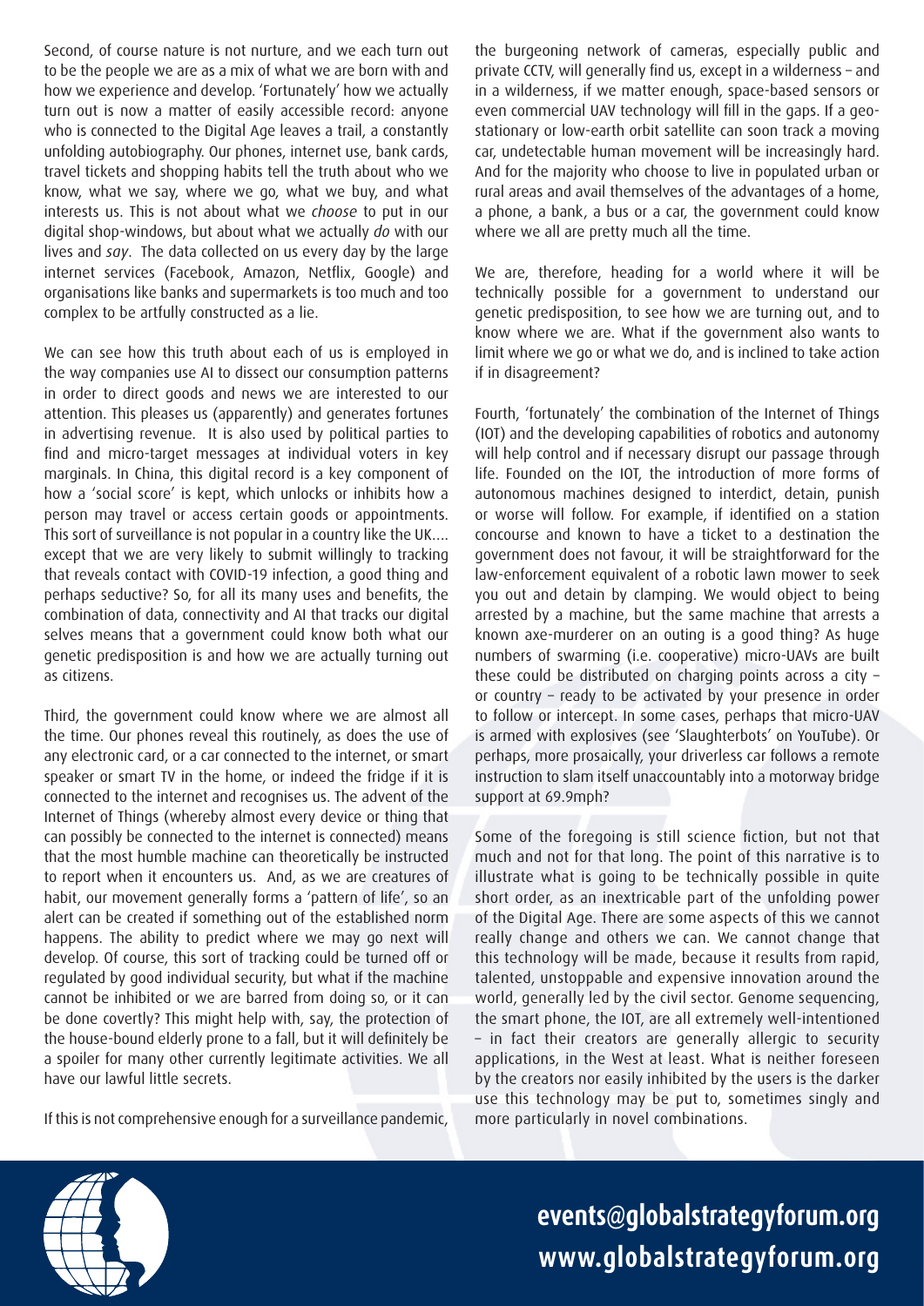Second, of course nature is not nurture, and we each turn out to be the people we are as a mix of what we are born with and how we experience and develop. 'Fortunately' how we actually turn out is now a matter of easily accessible record: anyone who is connected to the Digital Age leaves a trail, a constantly unfolding autobiography. Our phones, internet use, bank cards, travel tickets and shopping habits tell the truth about who we know, what we say, where we go, what we buy, and what interests us. This is not about what we *choose* to put in our digital shop-windows, but about what we actually *do* with our lives and *say*. The data collected on us every day by the large internet services (Facebook, Amazon, Netflix, Google) and organisations like banks and supermarkets is too much and too complex to be artfully constructed as a lie.

We can see how this truth about each of us is employed in the way companies use AI to dissect our consumption patterns in order to direct goods and news we are interested to our attention. This pleases us (apparently) and generates fortunes in advertising revenue. It is also used by political parties to find and micro-target messages at individual voters in key marginals. In China, this digital record is a key component of how a 'social score' is kept, which unlocks or inhibits how a person may travel or access certain goods or appointments. This sort of surveillance is not popular in a country like the UK…. except that we are very likely to submit willingly to tracking that reveals contact with COVID-19 infection, a good thing and perhaps seductive? So, for all its many uses and benefits, the combination of data, connectivity and AI that tracks our digital selves means that a government could know both what our genetic predisposition is and how we are actually turning out as citizens.

Third, the government could know where we are almost all the time. Our phones reveal this routinely, as does the use of any electronic card, or a car connected to the internet, or smart speaker or smart TV in the home, or indeed the fridge if it is connected to the internet and recognises us. The advent of the Internet of Things (whereby almost every device or thing that can possibly be connected to the internet is connected) means that the most humble machine can theoretically be instructed to report when it encounters us. And, as we are creatures of habit, our movement generally forms a 'pattern of life', so an alert can be created if something out of the established norm happens. The ability to predict where we may go next will develop. Of course, this sort of tracking could be turned off or regulated by good individual security, but what if the machine cannot be inhibited or we are barred from doing so, or it can be done covertly? This might help with, say, the protection of the house-bound elderly prone to a fall, but it will definitely be a spoiler for many other currently legitimate activities. We all have our lawful little secrets.

If this is not comprehensive enough for a surveillance pandemic, the burgeoning network of cameras, especially public and private CCTV, will generally find us, except in a wilderness – and in a wilderness, if we matter enough, space-based sensors or even commercial UAV technology will fill in the gaps. If a geo-stationary or low-earth orbit satellite can soon track a moving car, undetectable human movement will be increasingly hard. And for the majority who choose to live in populated urban or rural areas and avail themselves of the advantages of a home, a phone, a bank, a bus or a car, the government could know where we all are pretty much all the time.

We are, therefore, heading for a world where it will be technically possible for a government to understand our genetic predisposition, to see how we are turning out, and to know where we are. What if the government also wants to limit where we go or what we do, and is inclined to take action if in disagreement?

Fourth, 'fortunately' the combination of the Internet of Things (IOT) and the developing capabilities of robotics and autonomy will help control and if necessary disrupt our passage through life. Founded on the IOT, the introduction of more forms of autonomous machines designed to interdict, detain, punish or worse will follow. For example, if identified on a station concourse and known to have a ticket to a destination the government does not favour, it will be straightforward for the law-enforcement equivalent of a robotic lawn mower to seek you out and detain by clamping. We would object to being arrested by a machine, but the same machine that arrests a known axe-murderer on an outing is a good thing? As huge numbers of swarming (i.e. cooperative) micro-UAVs are built these could be distributed on charging points across a city – or country – ready to be activated by your presence in order to follow or intercept. In some cases, perhaps that micro-UAV is armed with explosives (see 'Slaughterbots' on YouTube). Or perhaps, more prosaically, your driverless car follows a remote instruction to slam itself unaccountably into a motorway bridge support at 69.9mph?

Some of the foregoing is still science fiction, but not that much and not for that long. The point of this narrative is to illustrate what is going to be technically possible in quite short order, as an inextricable part of the unfolding power of the Digital Age. There are some aspects of this we cannot really change and others we can. We cannot change that this technology will be made, because it results from rapid, talented, unstoppable and expensive innovation around the world, generally led by the civil sector. Genome sequencing, the smart phone, the IOT, are all extremely well-intentioned – in fact their creators are generally allergic to security applications, in the West at least. What is neither foreseen by the creators nor easily inhibited by the users is the darker use this technology may be put to, sometimes singly and more particularly in novel combinations.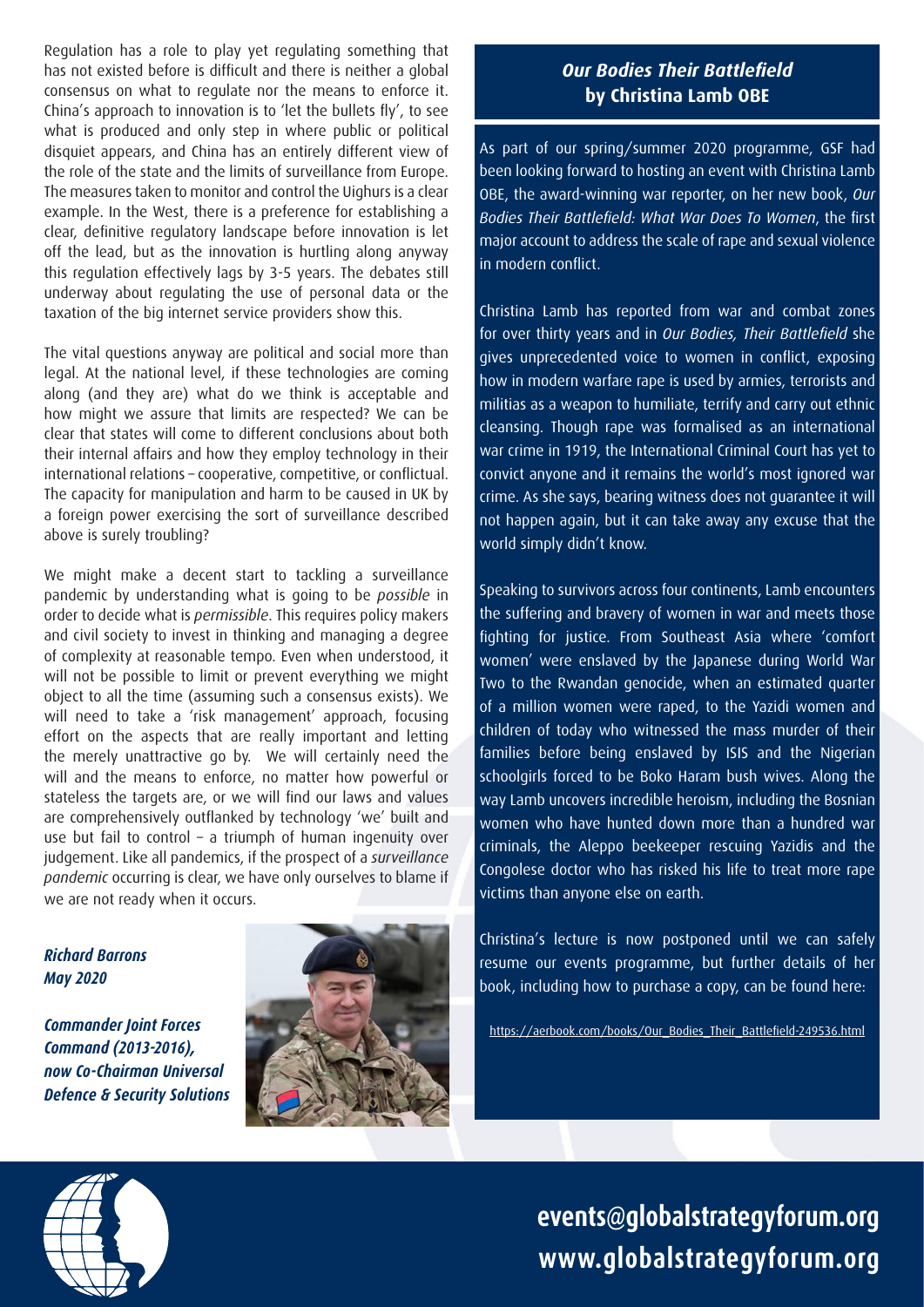Regulation has a role to play yet regulating something that has not existed before is difficult and there is neither a global consensus on what to regulate nor the means to enforce it. China's approach to innovation is to 'let the bullets fly', to see what is produced and only step in where public or political disquiet appears, and China has an entirely different view of the role of the state and the limits of surveillance from Europe. The measures taken to monitor and control the Uighurs is a clear example. In the West, there is a preference for establishing a clear, definitive regulatory landscape before innovation is let off the lead, but as the innovation is hurtling along anyway this regulation effectively lags by 3-5 years. The debates still underway about regulating the use of personal data or the taxation of the big internet service providers show this.

The vital questions anyway are political and social more than legal. At the national level, if these technologies are coming along (and they are) what do we think is acceptable and how might we assure that limits are respected? We can be clear that states will come to different conclusions about both their internal affairs and how they employ technology in their international relations – cooperative, competitive, or conflictual. The capacity for manipulation and harm to be caused in UK by a foreign power exercising the sort of surveillance described above is surely troubling?

We might make a decent start to tackling a surveillance pandemic by understanding what is going to be *possible* in order to decide what is *permissible*. This requires policy makers and civil society to invest in thinking and managing a degree of complexity at reasonable tempo. Even when understood, it will not be possible to limit or prevent everything we might object to all the time (assuming such a consensus exists). We will need to take a 'risk management' approach, focusing effort on the aspects that are really important and letting the merely unattractive go by. We will certainly need the will and the means to enforce, no matter how powerful or stateless the targets are, or we will find our laws and values are comprehensively outflanked by technology 'we' built and use but fail to control – a triumph of human ingenuity over judgement. Like all pandemics, if the prospect of a *surveillance pandemic* occurring is clear, we have only ourselves to blame if we are not ready when it occurs.

***Richard Barrons***
***May 2020***

***Commander Joint Forces Command (2013-2016), now Co-Chairman Universal Defence & Security Solutions***

## *Our Bodies Their Battlefield* by Christina Lamb OBE

As part of our spring/summer 2020 programme, GSF had been looking forward to hosting an event with Christina Lamb OBE, the award-winning war reporter, on her new book, *Our Bodies Their Battlefield: What War Does To Women*, the first major account to address the scale of rape and sexual violence in modern conflict.

Christina Lamb has reported from war and combat zones for over thirty years and in *Our Bodies, Their Battlefield* she gives unprecedented voice to women in conflict, exposing how in modern warfare rape is used by armies, terrorists and militias as a weapon to humiliate, terrify and carry out ethnic cleansing. Though rape was formalised as an international war crime in 1919, the International Criminal Court has yet to convict anyone and it remains the world's most ignored war crime. As she says, bearing witness does not guarantee it will not happen again, but it can take away any excuse that the world simply didn't know.

Speaking to survivors across four continents, Lamb encounters the suffering and bravery of women in war and meets those fighting for justice. From Southeast Asia where 'comfort women' were enslaved by the Japanese during World War Two to the Rwandan genocide, when an estimated quarter of a million women were raped, to the Yazidi women and children of today who witnessed the mass murder of their families before being enslaved by ISIS and the Nigerian schoolgirls forced to be Boko Haram bush wives. Along the way Lamb uncovers incredible heroism, including the Bosnian women who have hunted down more than a hundred war criminals, the Aleppo beekeeper rescuing Yazidis and the Congolese doctor who has risked his life to treat more rape victims than anyone else on earth.

Christina's lecture is now postponed until we can safely resume our events programme, but further details of her book, including how to purchase a copy, can be found here:

https://aerbook.com/books/Our_Bodies_Their_Battlefield-249536.html

**events@globalstrategyforum.org**
**www.globalstrategyforum.org**